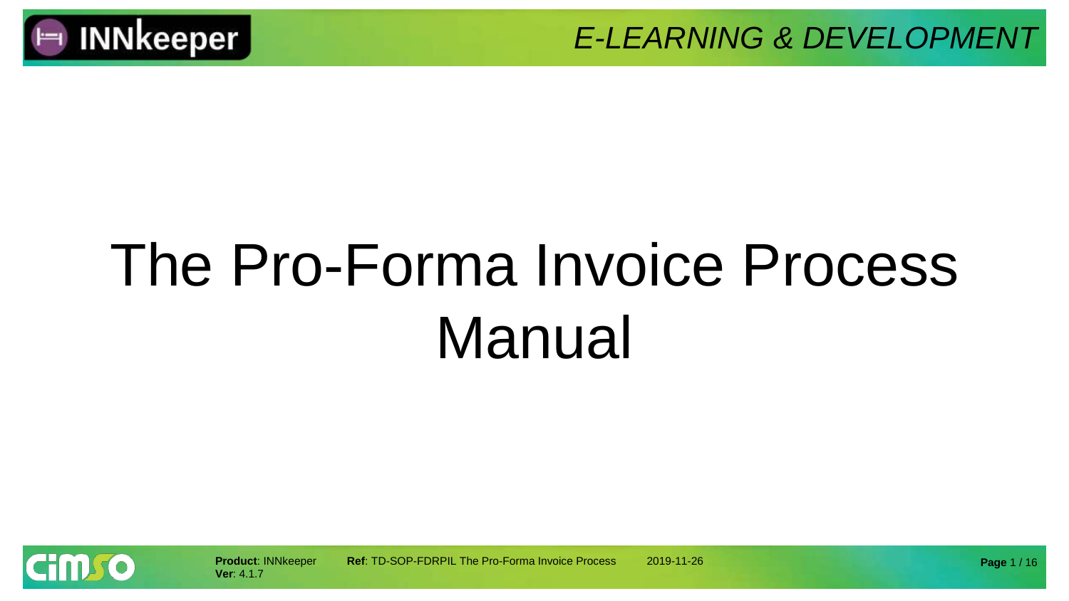# The Pro-Forma Invoice Process Manual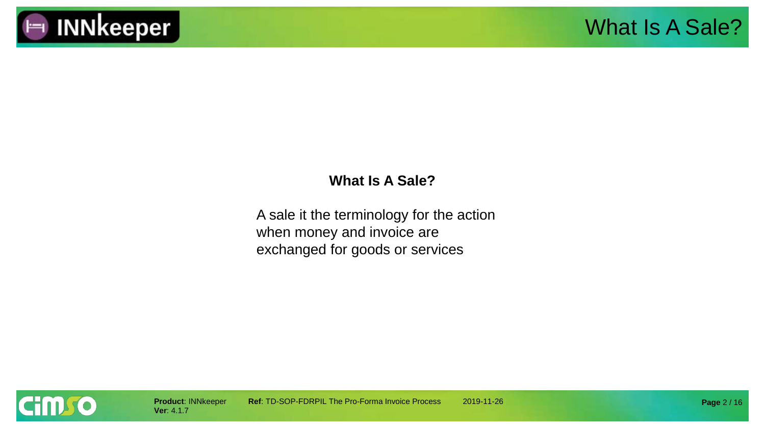# What Is A Sale?

**What Is A Sale?**

A sale it the terminology for the action when money and invoice are exchanged for goods or services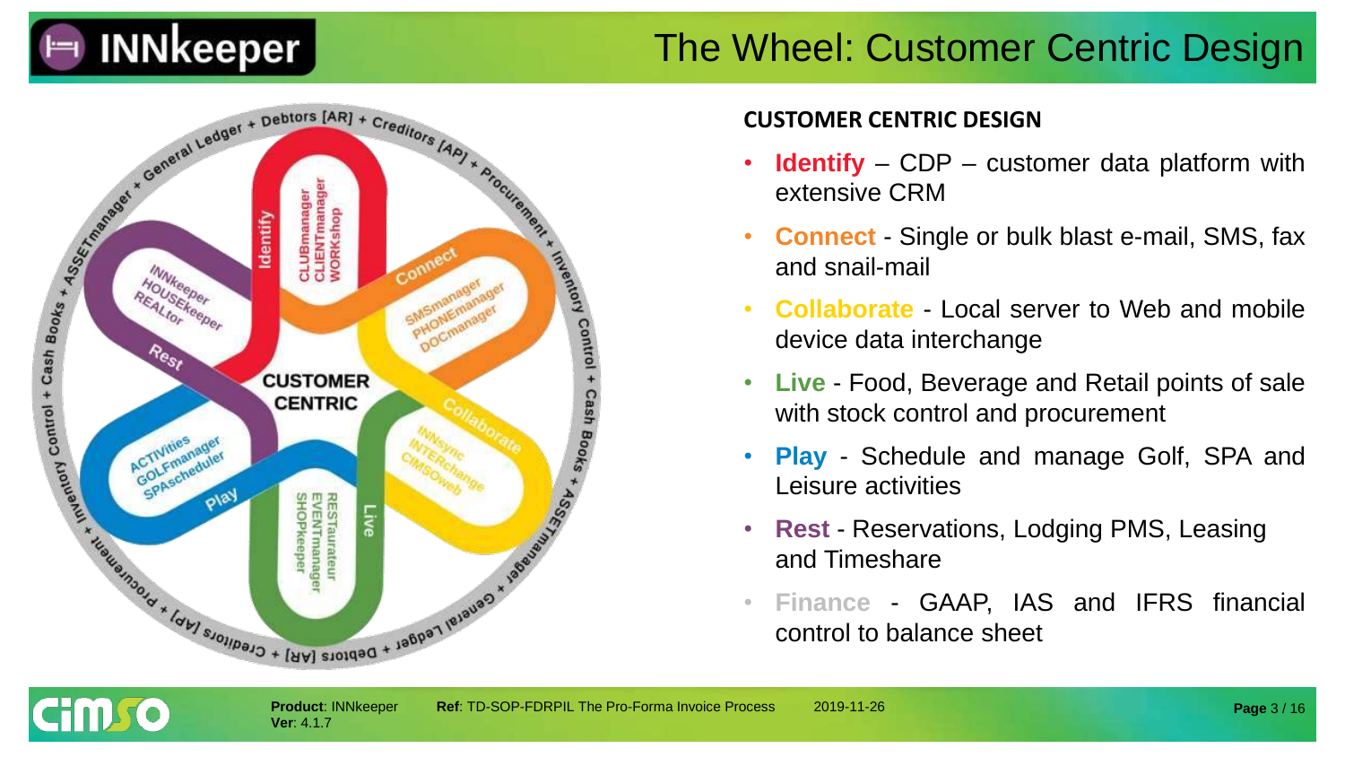# The Wheel: Customer Centric Design

## CUSTOMER CENTRIC DESIGN

- **Identify** – CDP – customer data platform with extensive CRM
- **Connect** - Single or bulk blast e-mail, SMS, fax and snail-mail
- **Collaborate** - Local server to Web and mobile device data interchange
- **Live** - Food, Beverage and Retail points of sale with stock control and procurement
- **Play** - Schedule and manage Golf, SPA and Leisure activities
- **Rest** - Reservations, Lodging PMS, Leasing and Timeshare
- **Finance** - GAAP, IAS and IFRS financial control to balance sheet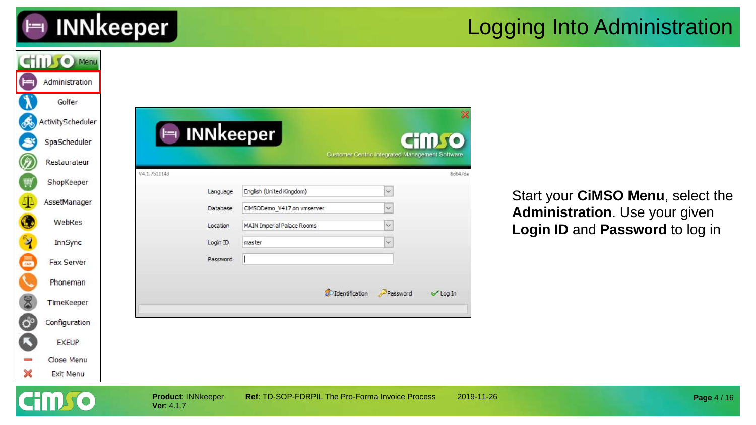# Logging Into Administration

Start your **CiMSO Menu**, select the **Administration**. Use your given **Login ID** and **Password** to log in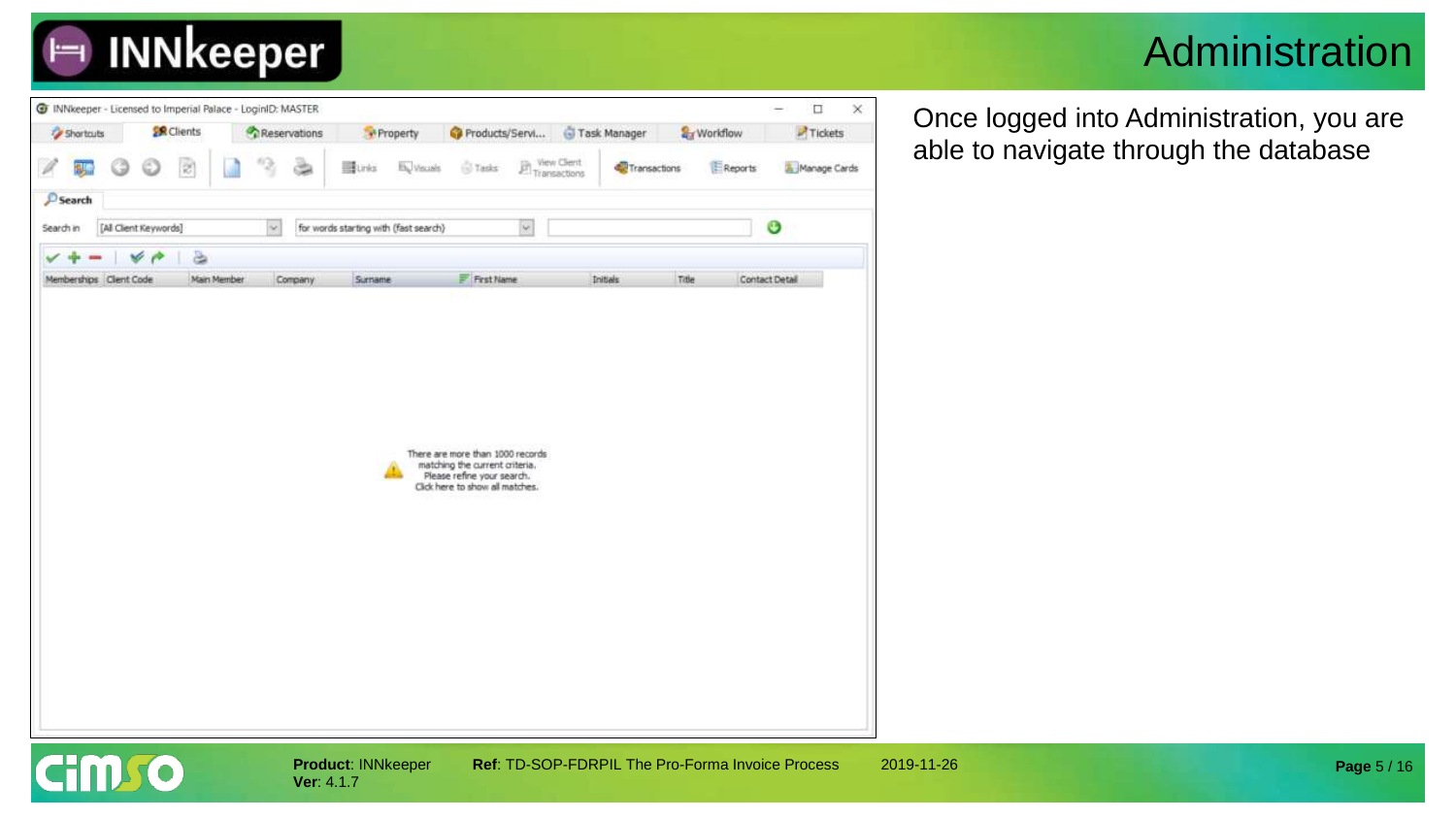# Administration

Once logged into Administration, you are able to navigate through the database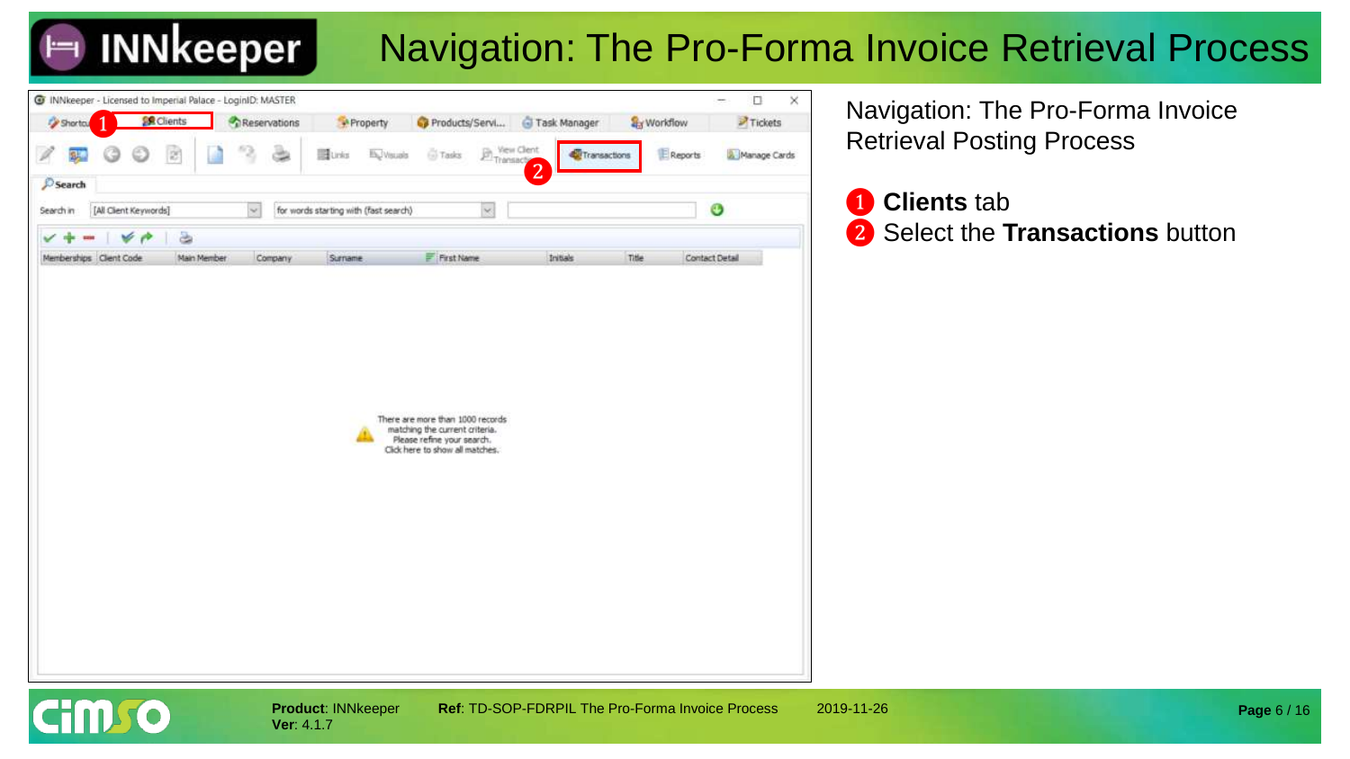# Navigation: The Pro-Forma Invoice Retrieval Process

Navigation: The Pro-Forma Invoice Retrieval Posting Process

1. **Clients** tab
2. Select the **Transactions** button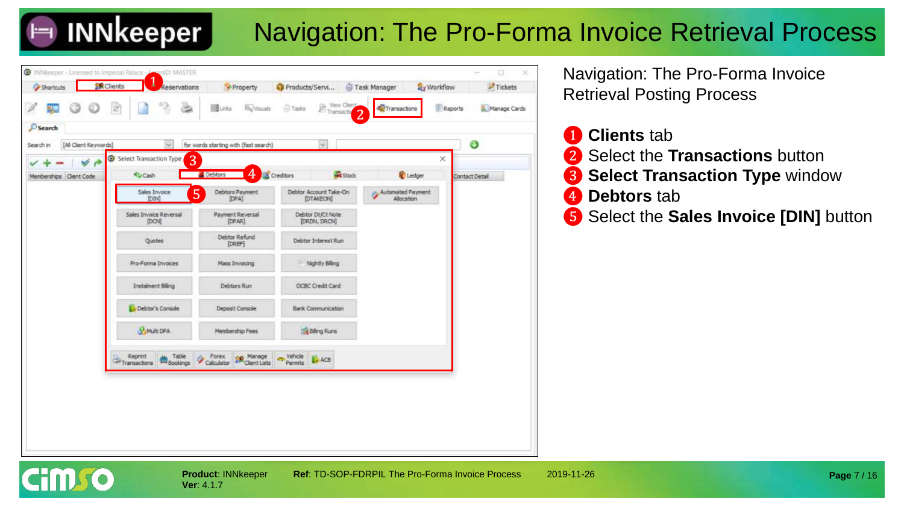# Navigation: The Pro-Forma Invoice Retrieval Process

Navigation: The Pro-Forma Invoice Retrieval Posting Process

1. **Clients** tab
2. Select the **Transactions** button
3. **Select Transaction Type** window
4. **Debtors** tab
5. Select the **Sales Invoice [DIN]** button

**Product**: INNkeeper
**Ver**: 4.1.7

**Ref**: TD-SOP-FDRPIL The Pro-Forma Invoice Process

2019-11-26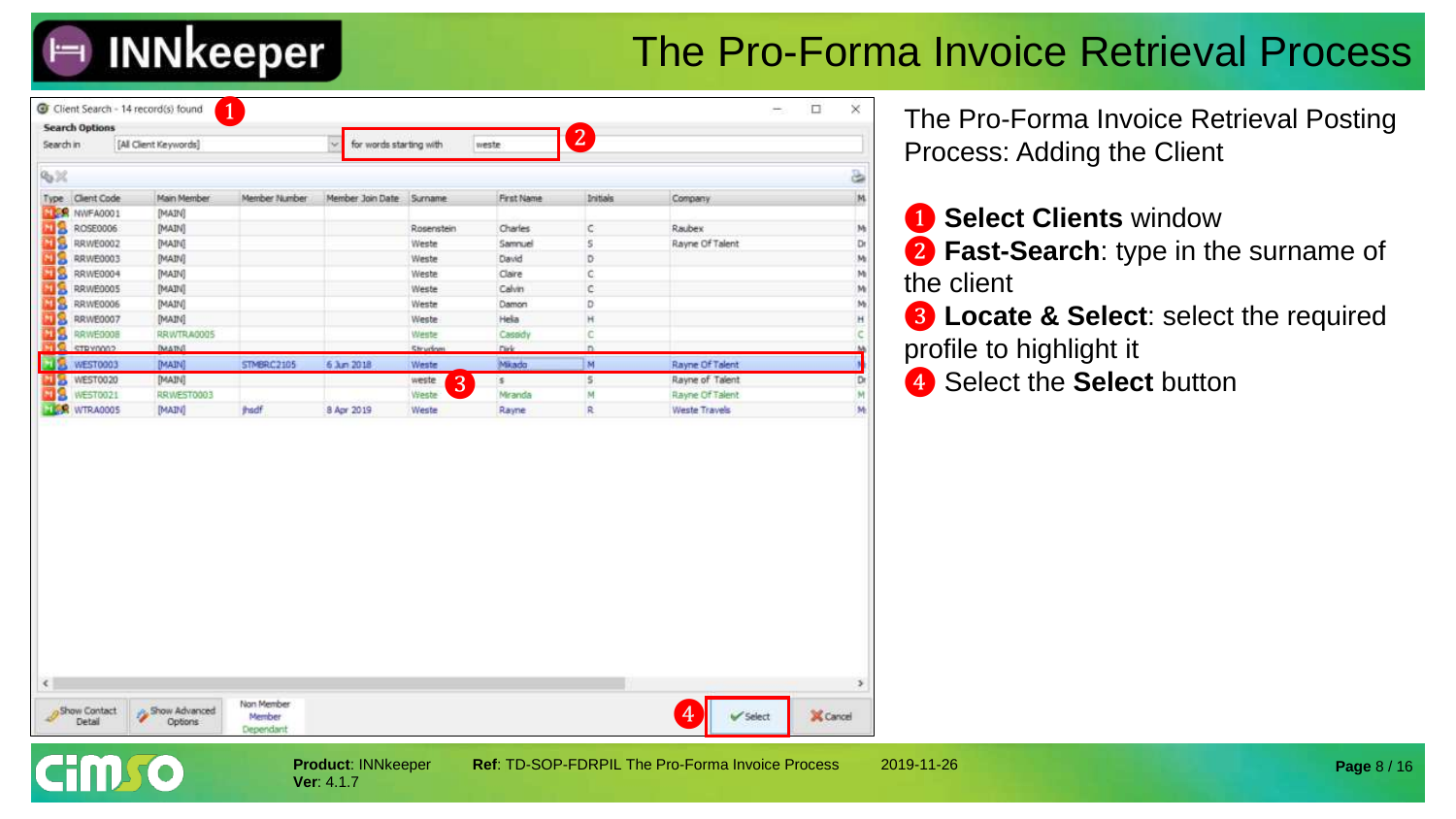# The Pro-Forma Invoice Retrieval Process

The Pro-Forma Invoice Retrieval Posting Process: Adding the Client

1. **Select Clients** window
2. **Fast-Search**: type in the surname of the client
3. **Locate & Select**: select the required profile to highlight it
4. Select the **Select** button

Client Search - 14 record(s) found

**Search Options**

Search in: [All Client Keywords] | for words starting with: weste

| Type | Client Code | Main Member | Member Number | Member Join Date | Surname | First Name | Initials | Company |
|---|---|---|---|---|---|---|---|---|
| | NWFA0001 | [MAIN] | | | | | | |
| | ROSE0006 | [MAIN] | | | Rosenstein | Charles | C | Raubex |
| | RRWE0002 | [MAIN] | | | Weste | Samnuel | S | Rayne Of Talent |
| | RRWE0003 | [MAIN] | | | Weste | David | D | |
| | RRWE0004 | [MAIN] | | | Weste | Claire | C | |
| | RRWE0005 | [MAIN] | | | Weste | Calvin | C | |
| | RRWE0006 | [MAIN] | | | Weste | Damon | D | |
| | RRWE0007 | [MAIN] | | | Weste | Helia | H | |
| | RRWE0008 | RRWTRA0005 | | | Weste | Cassidy | C | |
| | STRY0002 | [MAIN] | | | Strydom | Dirk | D | |
| | WEST0003 | [MAIN] | STMBRC2105 | 6 Jun 2018 | Weste | Mikado | M | Rayne Of Talent |
| | WEST0020 | [MAIN] | | | weste | s | S | Rayne of Talent |
| | WEST0021 | RRWEST0003 | | | Weste | Miranda | M | Rayne Of Talent |
| | WTRA0005 | [MAIN] | jhsdf | 8 Apr 2019 | Weste | Rayne | R | Weste Travels |

Show Contact Detail | Show Advanced Options | Non Member / Member / Dependant | Select | Cancel

**Product**: INNkeeper **Ver**: 4.1.7 | **Ref**: TD-SOP-FDRPIL The Pro-Forma Invoice Process | 2019-11-26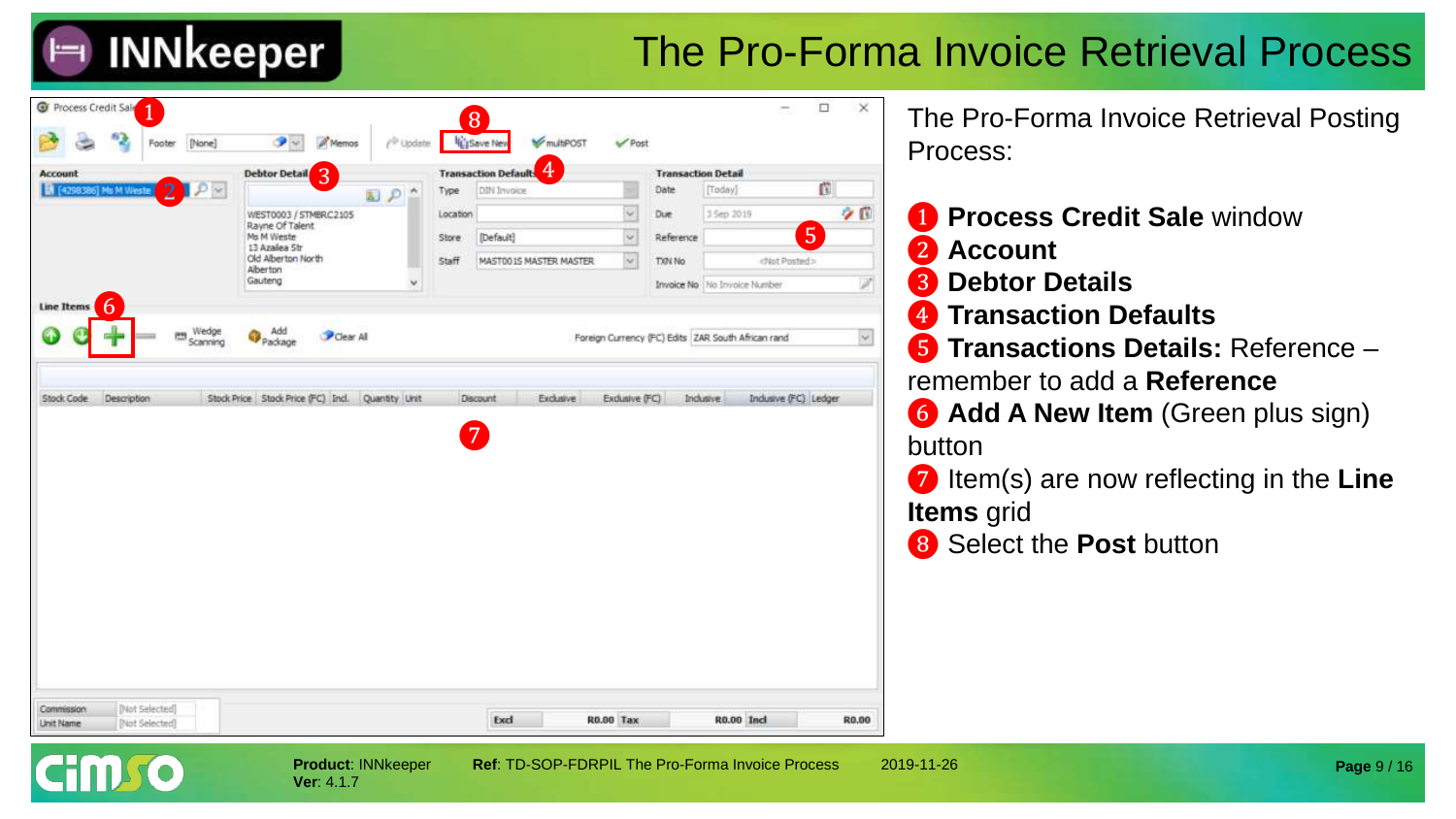# The Pro-Forma Invoice Retrieval Process

The Pro-Forma Invoice Retrieval Posting Process:

1. **Process Credit Sale** window
2. **Account**
3. **Debtor Details**
4. **Transaction Defaults**
5. **Transactions Details:** Reference – remember to add a **Reference**
6. **Add A New Item** (Green plus sign) button
7. Item(s) are now reflecting in the **Line Items** grid
8. Select the **Post** button

**Product**: INNkeeper
**Ver**: 4.1.7

**Ref**: TD-SOP-FDRPIL The Pro-Forma Invoice Process

2019-11-26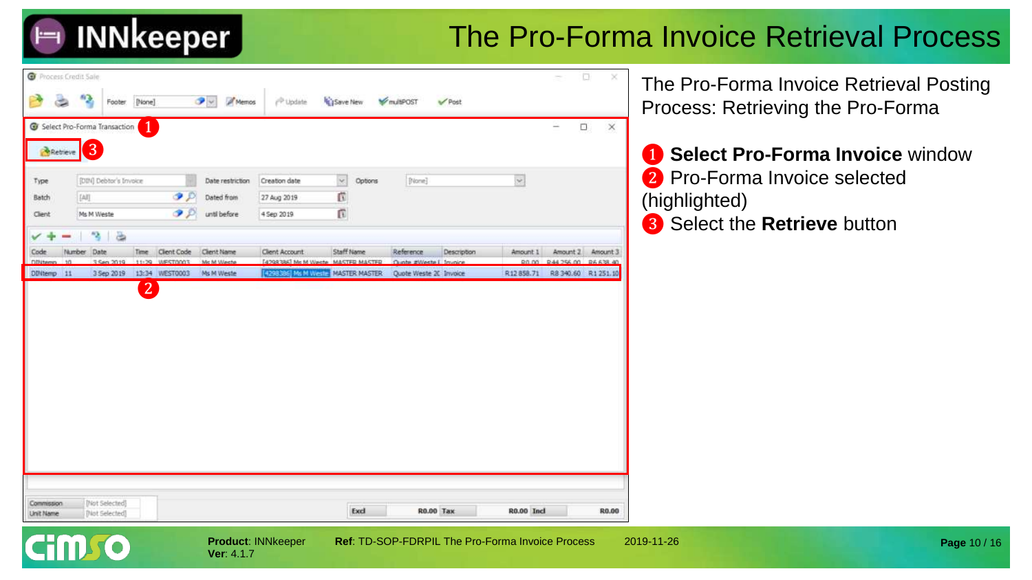# The Pro-Forma Invoice Retrieval Process

The Pro-Forma Invoice Retrieval Posting Process: Retrieving the Pro-Forma

1. **Select Pro-Forma Invoice** window
2. Pro-Forma Invoice selected (highlighted)
3. Select the **Retrieve** button

**Product**: INNkeeper
**Ver**: 4.1.7

**Ref**: TD-SOP-FDRPIL The Pro-Forma Invoice Process

2019-11-26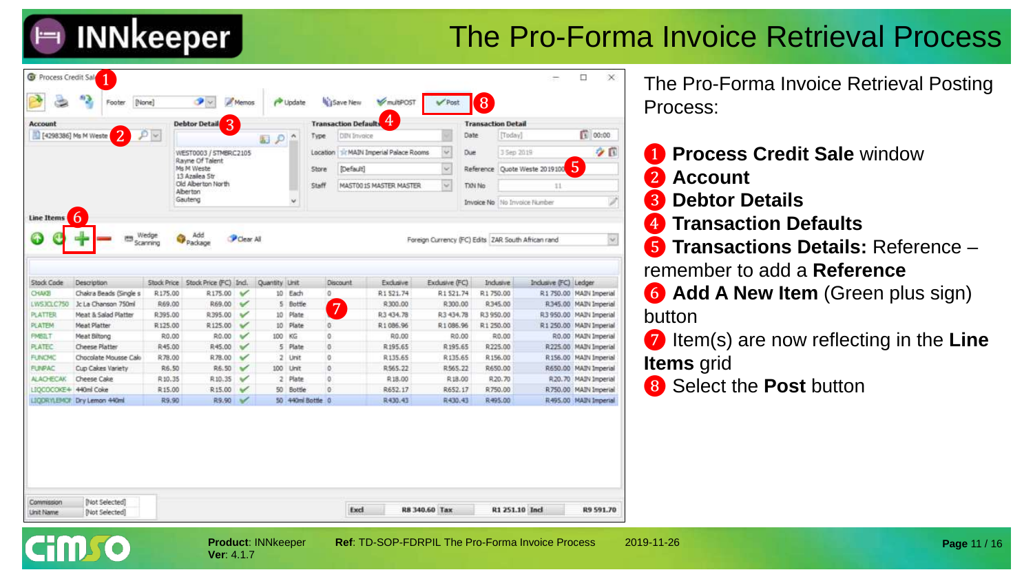# The Pro-Forma Invoice Retrieval Process

The Pro-Forma Invoice Retrieval Posting Process:

1. **Process Credit Sale** window
2. **Account**
3. **Debtor Details**
4. **Transaction Defaults**
5. **Transactions Details:** Reference – remember to add a **Reference**
6. **Add A New Item** (Green plus sign) button
7. Item(s) are now reflecting in the **Line Items** grid
8. Select the **Post** button

**Product**: INNkeeper **Ver**: 4.1.7

**Ref**: TD-SOP-FDRPIL The Pro-Forma Invoice Process

2019-11-26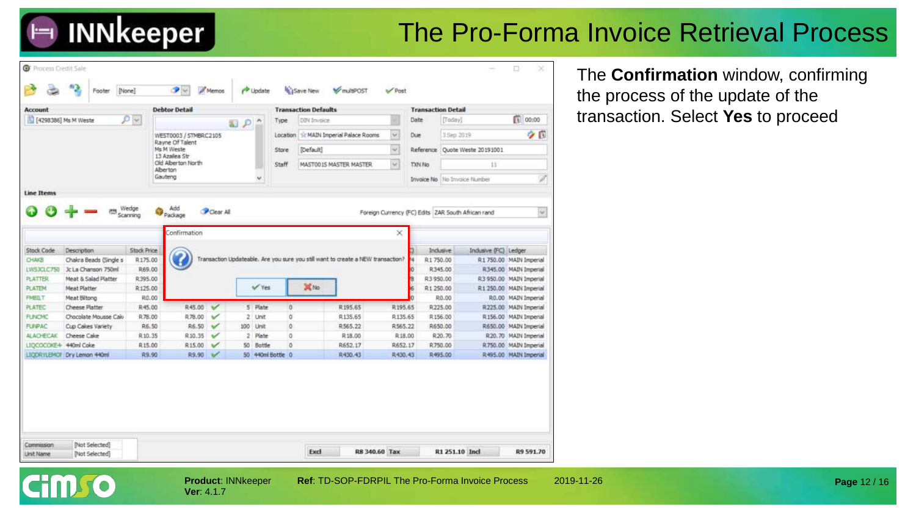# The Pro-Forma Invoice Retrieval Process

The **Confirmation** window, confirming the process of the update of the transaction. Select **Yes** to proceed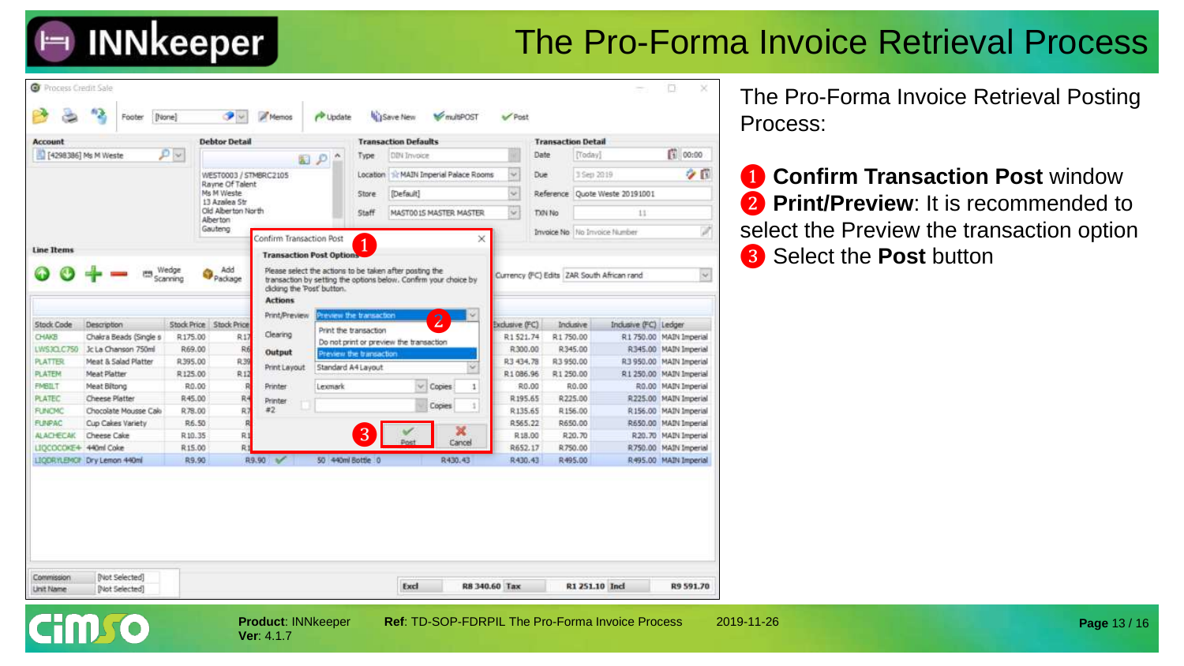# The Pro-Forma Invoice Retrieval Process

The Pro-Forma Invoice Retrieval Posting Process:

1. **Confirm Transaction Post** window
2. **Print/Preview**: It is recommended to select the Preview the transaction option
3. Select the **Post** button

**Product**: INNkeeper
**Ver**: 4.1.7

**Ref**: TD-SOP-FDRPIL The Pro-Forma Invoice Process

2019-11-26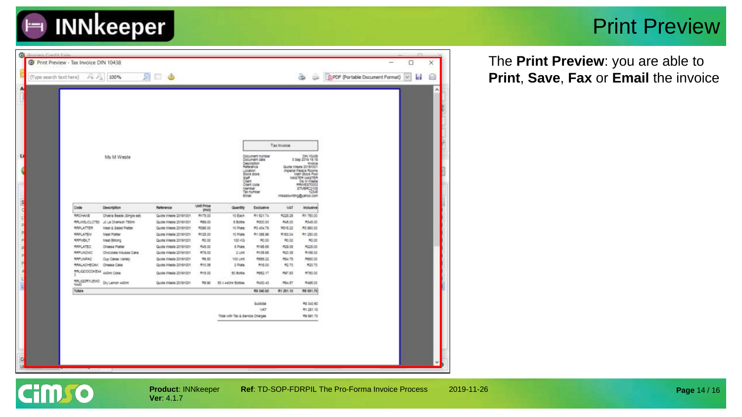# Print Preview

The **Print Preview**: you are able to **Print**, **Save**, **Fax** or **Email** the invoice

Print Preview - Tax Invoice DIN 10438

Ms M Weste

Tax Invoice

| | |
|---|---|
| Document number | DIN 10438 |
| Document date | 3 Sep 2019 18:18 |
| Description | Invoice |
| Reference | Quote Weste 2019100? |
| Location | Imperial Palace Rooms |
| Stock store | Main Stock Pool |
| Staff | MASTER MASTER |
| Client | Ms M Weste |
| Client code | RRWEST0003 |
| Member | STMERC2105 |
| Tax number | 12345 |
| Email | mikaadowriting@yahoo.com |

| Code | Description | Reference | Unit Price (incl) | Quantity | Exclusive | VAT | Inclusive |
|---|---|---|---|---|---|---|---|
| RRCHAKB | Chakra Beads (Single set) | Quote Weste 2019100? | R175.00 | 10 Each | R1 521.74 | R228.26 | R1 750.00 |
| RRLWSJCLC750 | JC La Chanson 750ml | Quote Weste 2019100? | R69.00 | 5 Bottle | R300.00 | R45.00 | R345.00 |
| RRPLATTER | Meat & Salad Platter | Quote Weste 2019100? | R396.00 | 10 Plate | R3 434.78 | R515.22 | R3 960.00 |
| RRPLATEM | Meat Platter | Quote Weste 2019100? | R125.00 | 10 Plate | R1 086.96 | R163.04 | R1 250.00 |
| RRFMBILT | Meat Biltong | Quote Weste 2019100? | R0.00 | 100 KG | R0.00 | R0.00 | R0.00 |
| RRPLATEC | Cheese Platter | Quote Weste 2019100? | R45.00 | 5 Plate | R195.65 | R29.35 | R225.00 |
| RRFUNCMC | Chocolate Mousse Cake | Quote Weste 2019100? | R78.00 | 2 Unit | R135.65 | R20.35 | R156.00 |
| RRFUNFAC | Cup Cakes Variety | Quote Weste 2019100? | R6.80 | 100 Unit | R585.22 | R84.78 | R680.00 |
| RRALACHECAK | Cheese Cake | Quote Weste 2019100? | R10.35 | 2 Plate | R18.00 | R2.70 | R20.70 |
| RRLIQCOCOKE440 | 440ml Coke | Quote Weste 2019100? | R15.00 | 50 Bottle | R652.17 | R97.83 | R750.00 |
| RRLIQDRYLEMO N440 | Dry Lemon 440ml | Quote Weste 2019100? | R9.90 | 50 x 440ml Bottles | R430.43 | R64.57 | R495.00 |
| **Totals** | | | | | **R8 340.60** | **R1 251.10** | **R9 591.70** |

| | |
|---|---|
| Subtotal | R8 340.60 |
| VAT | R1 251.10 |
| Total with Tax & Service Charges | R9 591.70 |

**Product**: INNkeeper
**Ver**: 4.1.7

**Ref**: TD-SOP-FDRPIL The Pro-Forma Invoice Process

2019-11-26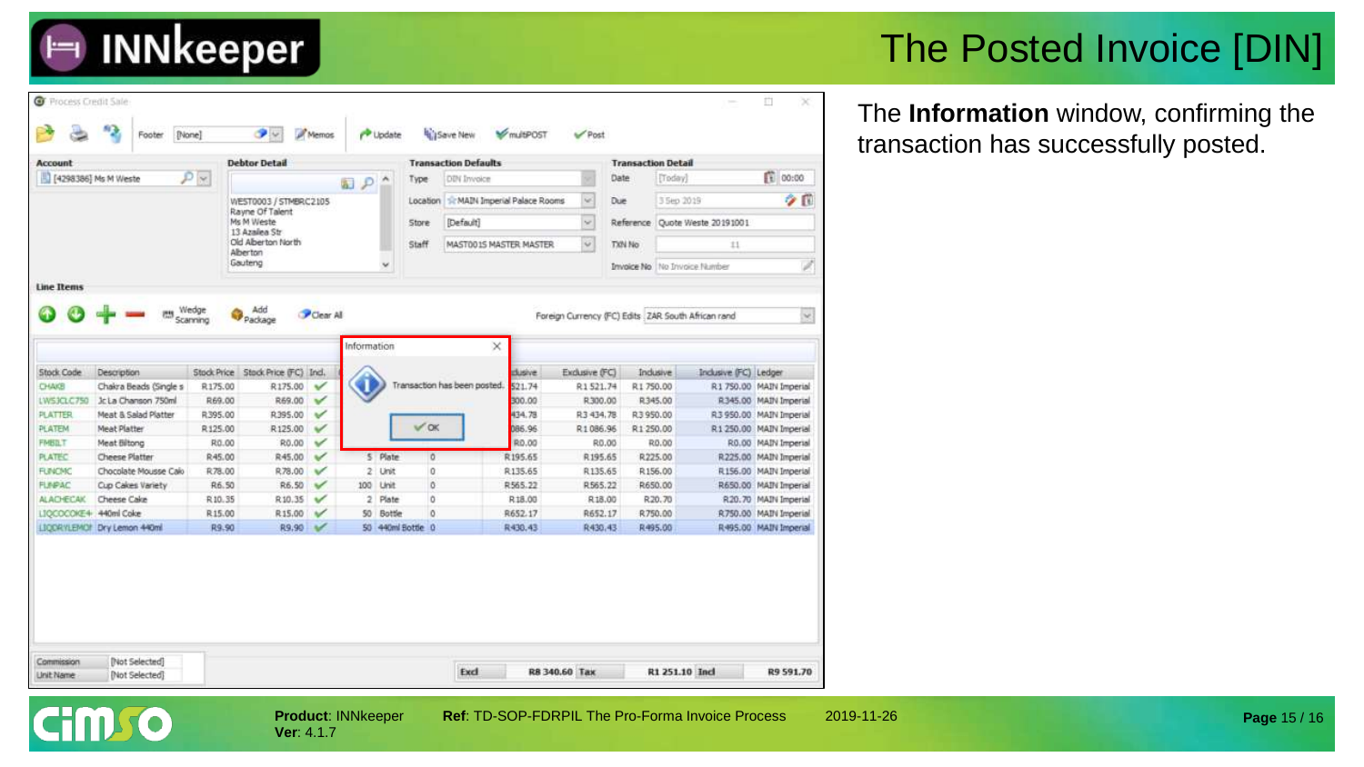# The Posted Invoice [DIN]

The **Information** window, confirming the transaction has successfully posted.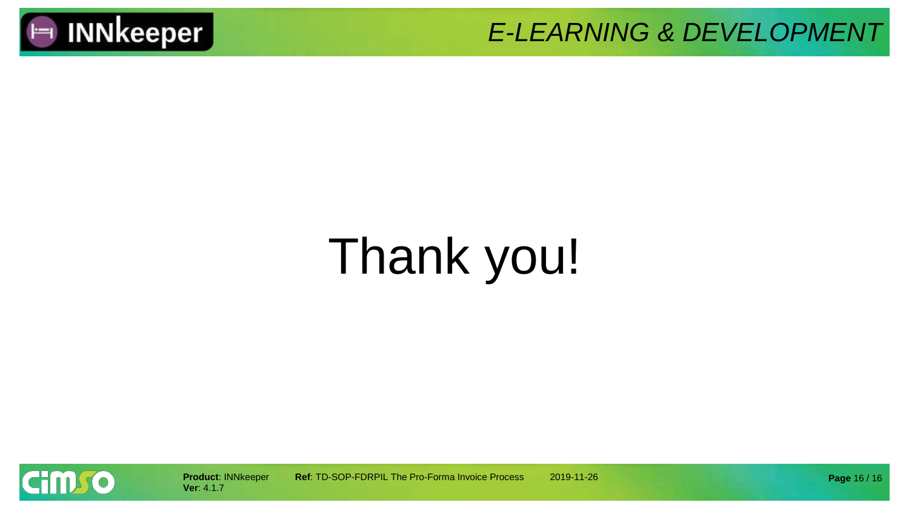# Thank you!